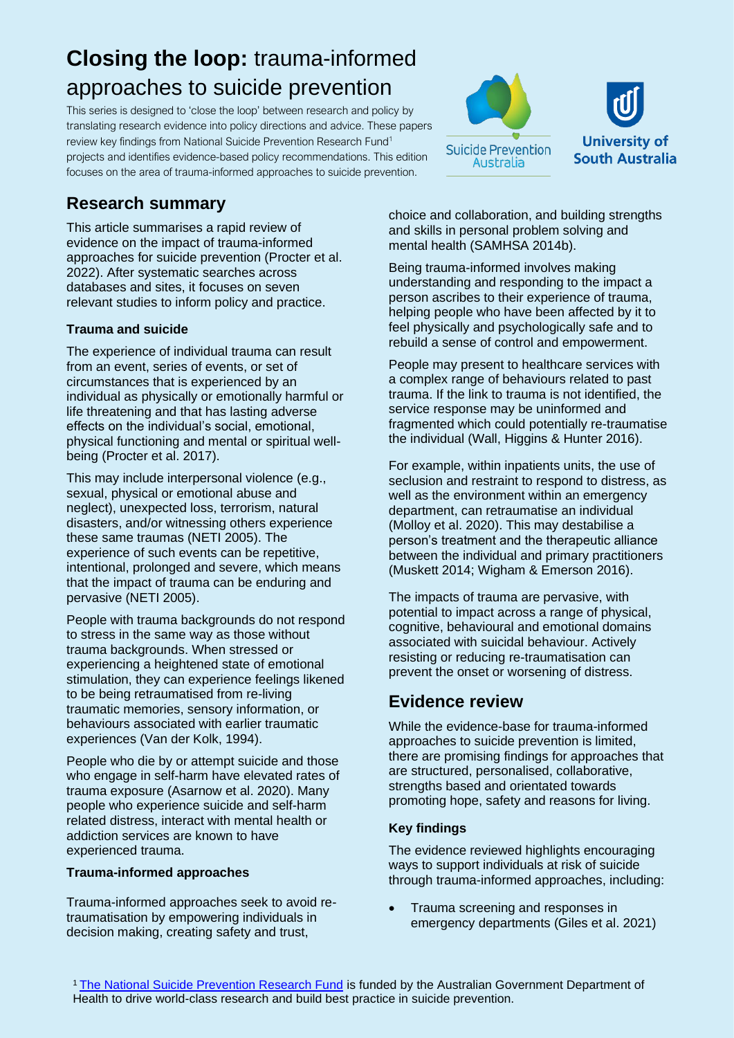# **Closing the loop:** trauma-informed approaches to suicide prevention

This series is designed to 'close the loop' between research and policy by translating research evidence into policy directions and advice. These papers review key findings from National Suicide Prevention Research Fund[1] projects and identifies evidence-based policy recommendations. This edition focuses on the area of trauma-informed approaches to suicide prevention.

Suicide Prevention Australia

University of South Australia

## Research summary

This article summarises a rapid review of evidence on the impact of trauma-informed approaches for suicide prevention (Procter et al. 2022). After systematic searches across databases and sites, it focuses on seven relevant studies to inform policy and practice.

### Trauma and suicide

The experience of individual trauma can result from an event, series of events, or set of circumstances that is experienced by an individual as physically or emotionally harmful or life threatening and that has lasting adverse effects on the individual's social, emotional, physical functioning and mental or spiritual well-being (Procter et al. 2017).

This may include interpersonal violence (e.g., sexual, physical or emotional abuse and neglect), unexpected loss, terrorism, natural disasters, and/or witnessing others experience these same traumas (NETI 2005). The experience of such events can be repetitive, intentional, prolonged and severe, which means that the impact of trauma can be enduring and pervasive (NETI 2005).

People with trauma backgrounds do not respond to stress in the same way as those without trauma backgrounds. When stressed or experiencing a heightened state of emotional stimulation, they can experience feelings likened to be being retraumatised from re-living traumatic memories, sensory information, or behaviours associated with earlier traumatic experiences (Van der Kolk, 1994).

People who die by or attempt suicide and those who engage in self-harm have elevated rates of trauma exposure (Asarnow et al. 2020). Many people who experience suicide and self-harm related distress, interact with mental health or addiction services are known to have experienced trauma.

### Trauma-informed approaches

Trauma-informed approaches seek to avoid re-traumatisation by empowering individuals in decision making, creating safety and trust, choice and collaboration, and building strengths and skills in personal problem solving and mental health (SAMHSA 2014b).

Being trauma-informed involves making understanding and responding to the impact a person ascribes to their experience of trauma, helping people who have been affected by it to feel physically and psychologically safe and to rebuild a sense of control and empowerment.

People may present to healthcare services with a complex range of behaviours related to past trauma. If the link to trauma is not identified, the service response may be uninformed and fragmented which could potentially re-traumatise the individual (Wall, Higgins & Hunter 2016).

For example, within inpatients units, the use of seclusion and restraint to respond to distress, as well as the environment within an emergency department, can retraumatise an individual (Molloy et al. 2020). This may destabilise a person's treatment and the therapeutic alliance between the individual and primary practitioners (Muskett 2014; Wigham & Emerson 2016).

The impacts of trauma are pervasive, with potential to impact across a range of physical, cognitive, behavioural and emotional domains associated with suicidal behaviour. Actively resisting or reducing re-traumatisation can prevent the onset or worsening of distress.

## Evidence review

While the evidence-base for trauma-informed approaches to suicide prevention is limited, there are promising findings for approaches that are structured, personalised, collaborative, strengths based and orientated towards promoting hope, safety and reasons for living.

### Key findings

The evidence reviewed highlights encouraging ways to support individuals at risk of suicide through trauma-informed approaches, including:

- Trauma screening and responses in emergency departments (Giles et al. 2021)

[1] The National Suicide Prevention Research Fund is funded by the Australian Government Department of Health to drive world-class research and build best practice in suicide prevention.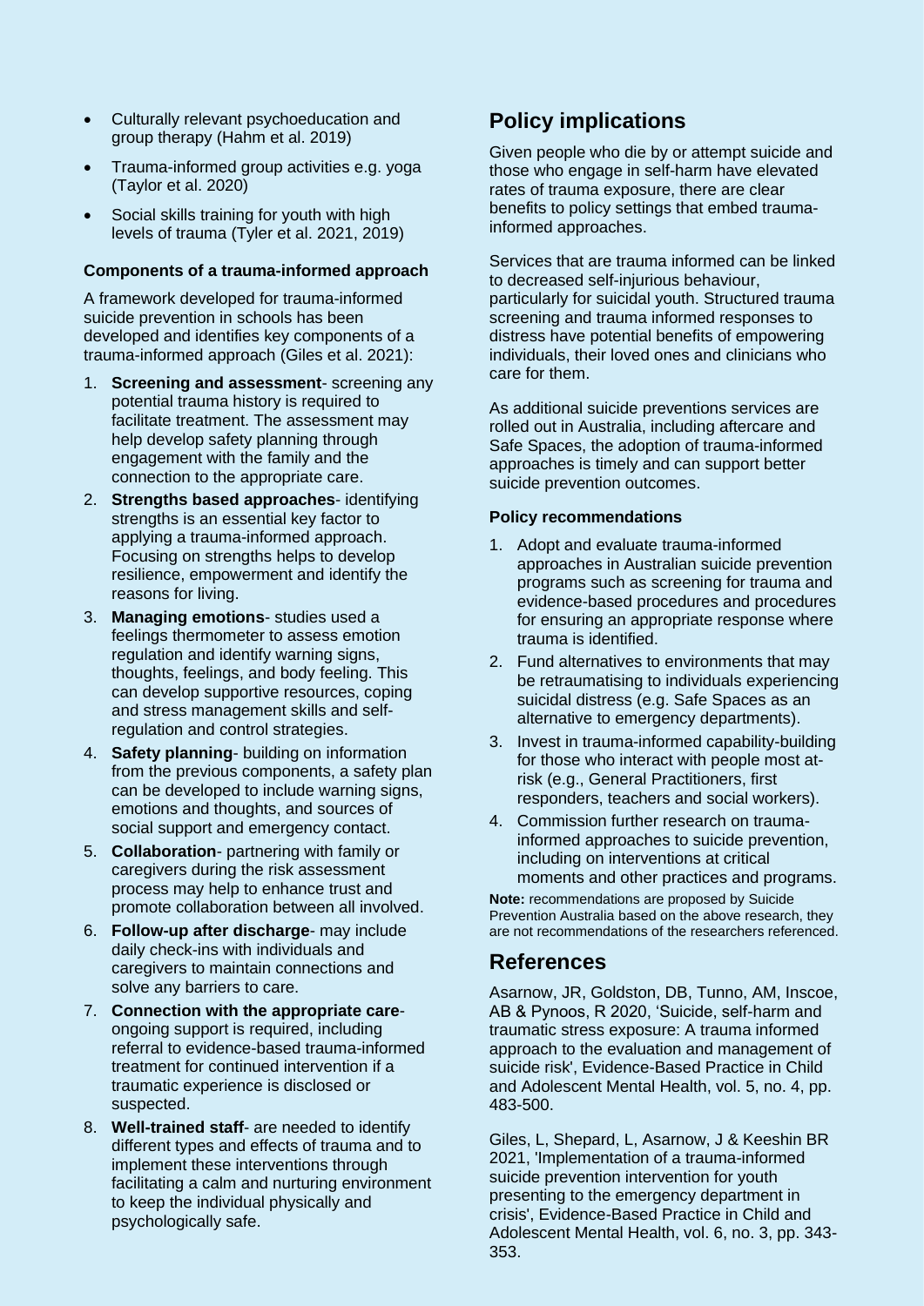- Culturally relevant psychoeducation and group therapy (Hahm et al. 2019)
- Trauma-informed group activities e.g. yoga (Taylor et al. 2020)
- Social skills training for youth with high levels of trauma (Tyler et al. 2021, 2019)

**Components of a trauma-informed approach**

A framework developed for trauma-informed suicide prevention in schools has been developed and identifies key components of a trauma-informed approach (Giles et al. 2021):

1. **Screening and assessment**- screening any potential trauma history is required to facilitate treatment. The assessment may help develop safety planning through engagement with the family and the connection to the appropriate care.
2. **Strengths based approaches**- identifying strengths is an essential key factor to applying a trauma-informed approach. Focusing on strengths helps to develop resilience, empowerment and identify the reasons for living.
3. **Managing emotions**- studies used a feelings thermometer to assess emotion regulation and identify warning signs, thoughts, feelings, and body feeling. This can develop supportive resources, coping and stress management skills and self-regulation and control strategies.
4. **Safety planning**- building on information from the previous components, a safety plan can be developed to include warning signs, emotions and thoughts, and sources of social support and emergency contact.
5. **Collaboration**- partnering with family or caregivers during the risk assessment process may help to enhance trust and promote collaboration between all involved.
6. **Follow-up after discharge**- may include daily check-ins with individuals and caregivers to maintain connections and solve any barriers to care.
7. **Connection with the appropriate care**- ongoing support is required, including referral to evidence-based trauma-informed treatment for continued intervention if a traumatic experience is disclosed or suspected.
8. **Well-trained staff**- are needed to identify different types and effects of trauma and to implement these interventions through facilitating a calm and nurturing environment to keep the individual physically and psychologically safe.

## Policy implications

Given people who die by or attempt suicide and those who engage in self-harm have elevated rates of trauma exposure, there are clear benefits to policy settings that embed trauma-informed approaches.

Services that are trauma informed can be linked to decreased self-injurious behaviour, particularly for suicidal youth. Structured trauma screening and trauma informed responses to distress have potential benefits of empowering individuals, their loved ones and clinicians who care for them.

As additional suicide preventions services are rolled out in Australia, including aftercare and Safe Spaces, the adoption of trauma-informed approaches is timely and can support better suicide prevention outcomes.

**Policy recommendations**

1. Adopt and evaluate trauma-informed approaches in Australian suicide prevention programs such as screening for trauma and evidence-based procedures and procedures for ensuring an appropriate response where trauma is identified.
2. Fund alternatives to environments that may be retraumatising to individuals experiencing suicidal distress (e.g. Safe Spaces as an alternative to emergency departments).
3. Invest in trauma-informed capability-building for those who interact with people most at-risk (e.g., General Practitioners, first responders, teachers and social workers).
4. Commission further research on trauma-informed approaches to suicide prevention, including on interventions at critical moments and other practices and programs.

**Note:** recommendations are proposed by Suicide Prevention Australia based on the above research, they are not recommendations of the researchers referenced.

## References

Asarnow, JR, Goldston, DB, Tunno, AM, Inscoe, AB & Pynoos, R 2020, 'Suicide, self-harm and traumatic stress exposure: A trauma informed approach to the evaluation and management of suicide risk', Evidence-Based Practice in Child and Adolescent Mental Health, vol. 5, no. 4, pp. 483-500.

Giles, L, Shepard, L, Asarnow, J & Keeshin BR 2021, 'Implementation of a trauma-informed suicide prevention intervention for youth presenting to the emergency department in crisis', Evidence-Based Practice in Child and Adolescent Mental Health, vol. 6, no. 3, pp. 343-353.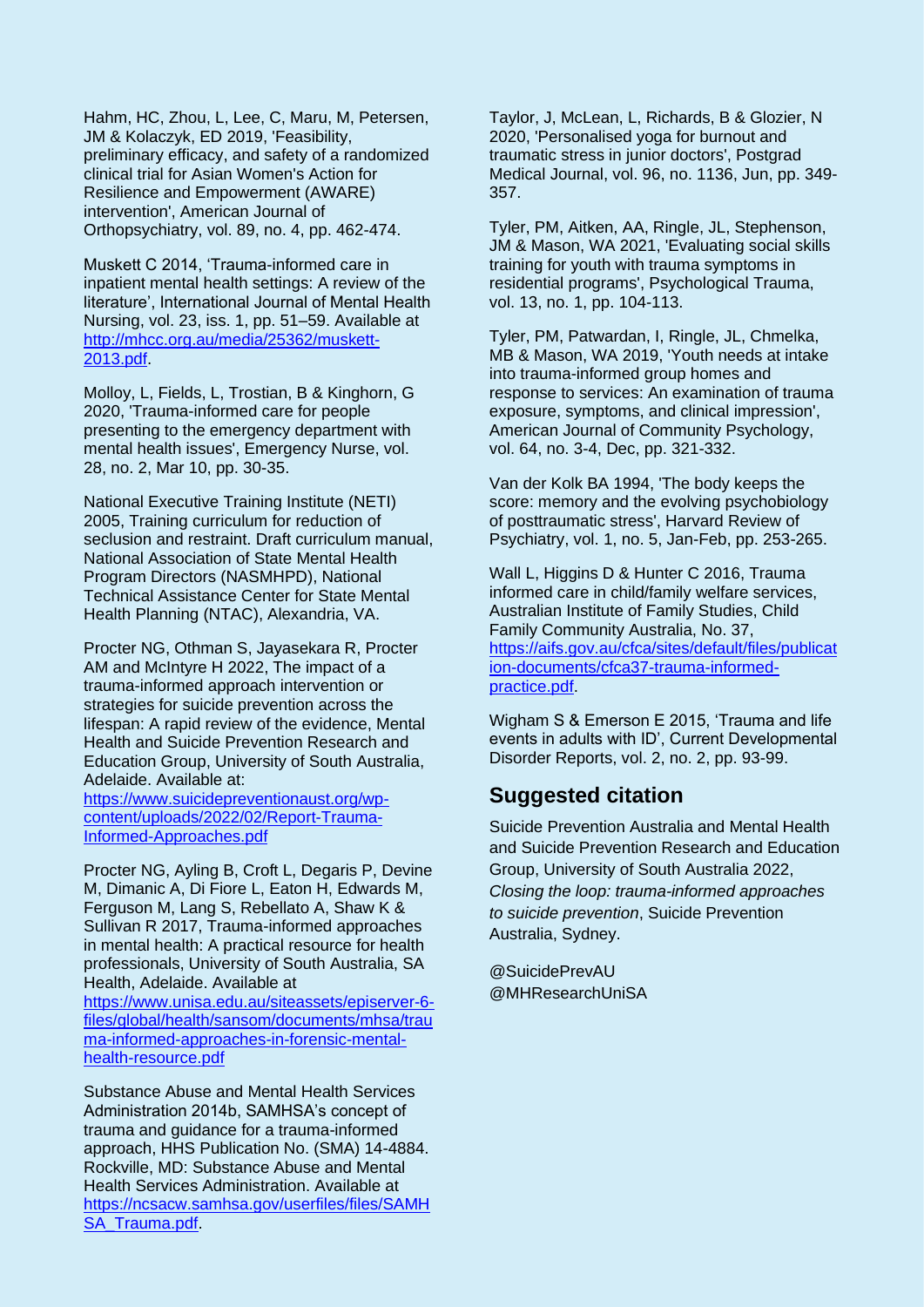Hahm, HC, Zhou, L, Lee, C, Maru, M, Petersen, JM & Kolaczyk, ED 2019, 'Feasibility, preliminary efficacy, and safety of a randomized clinical trial for Asian Women's Action for Resilience and Empowerment (AWARE) intervention', American Journal of Orthopsychiatry, vol. 89, no. 4, pp. 462-474.

Muskett C 2014, 'Trauma-informed care in inpatient mental health settings: A review of the literature', International Journal of Mental Health Nursing, vol. 23, iss. 1, pp. 51–59. Available at [http://mhcc.org.au/media/25362/muskett-2013.pdf](http://mhcc.org.au/media/25362/muskett-2013.pdf).

Molloy, L, Fields, L, Trostian, B & Kinghorn, G 2020, 'Trauma-informed care for people presenting to the emergency department with mental health issues', Emergency Nurse, vol. 28, no. 2, Mar 10, pp. 30-35.

National Executive Training Institute (NETI) 2005, Training curriculum for reduction of seclusion and restraint. Draft curriculum manual, National Association of State Mental Health Program Directors (NASMHPD), National Technical Assistance Center for State Mental Health Planning (NTAC), Alexandria, VA.

Procter NG, Othman S, Jayasekara R, Procter AM and McIntyre H 2022, The impact of a trauma-informed approach intervention or strategies for suicide prevention across the lifespan: A rapid review of the evidence, Mental Health and Suicide Prevention Research and Education Group, University of South Australia, Adelaide. Available at: [https://www.suicidepreventionaust.org/wp-content/uploads/2022/02/Report-Trauma-Informed-Approaches.pdf](https://www.suicidepreventionaust.org/wp-content/uploads/2022/02/Report-Trauma-Informed-Approaches.pdf)

Procter NG, Ayling B, Croft L, Degaris P, Devine M, Dimanic A, Di Fiore L, Eaton H, Edwards M, Ferguson M, Lang S, Rebellato A, Shaw K & Sullivan R 2017, Trauma-informed approaches in mental health: A practical resource for health professionals, University of South Australia, SA Health, Adelaide. Available at [https://www.unisa.edu.au/siteassets/episerver-6-files/global/health/sansom/documents/mhsa/trauma-informed-approaches-in-forensic-mental-health-resource.pdf](https://www.unisa.edu.au/siteassets/episerver-6-files/global/health/sansom/documents/mhsa/trauma-informed-approaches-in-forensic-mental-health-resource.pdf)

Substance Abuse and Mental Health Services Administration 2014b, SAMHSA's concept of trauma and guidance for a trauma-informed approach, HHS Publication No. (SMA) 14-4884. Rockville, MD: Substance Abuse and Mental Health Services Administration. Available at [https://ncsacw.samhsa.gov/userfiles/files/SAMHSA_Trauma.pdf](https://ncsacw.samhsa.gov/userfiles/files/SAMHSA_Trauma.pdf).

Taylor, J, McLean, L, Richards, B & Glozier, N 2020, 'Personalised yoga for burnout and traumatic stress in junior doctors', Postgrad Medical Journal, vol. 96, no. 1136, Jun, pp. 349-357.

Tyler, PM, Aitken, AA, Ringle, JL, Stephenson, JM & Mason, WA 2021, 'Evaluating social skills training for youth with trauma symptoms in residential programs', Psychological Trauma, vol. 13, no. 1, pp. 104-113.

Tyler, PM, Patwardan, I, Ringle, JL, Chmelka, MB & Mason, WA 2019, 'Youth needs at intake into trauma-informed group homes and response to services: An examination of trauma exposure, symptoms, and clinical impression', American Journal of Community Psychology, vol. 64, no. 3-4, Dec, pp. 321-332.

Van der Kolk BA 1994, 'The body keeps the score: memory and the evolving psychobiology of posttraumatic stress', Harvard Review of Psychiatry, vol. 1, no. 5, Jan-Feb, pp. 253-265.

Wall L, Higgins D & Hunter C 2016, Trauma informed care in child/family welfare services, Australian Institute of Family Studies, Child Family Community Australia, No. 37, [https://aifs.gov.au/cfca/sites/default/files/publication-documents/cfca37-trauma-informed-practice.pdf](https://aifs.gov.au/cfca/sites/default/files/publication-documents/cfca37-trauma-informed-practice.pdf).

Wigham S & Emerson E 2015, 'Trauma and life events in adults with ID', Current Developmental Disorder Reports, vol. 2, no. 2, pp. 93-99.

## Suggested citation

Suicide Prevention Australia and Mental Health and Suicide Prevention Research and Education Group, University of South Australia 2022, *Closing the loop: trauma-informed approaches to suicide prevention*, Suicide Prevention Australia, Sydney.

@SuicidePrevAU
@MHResearchUniSA